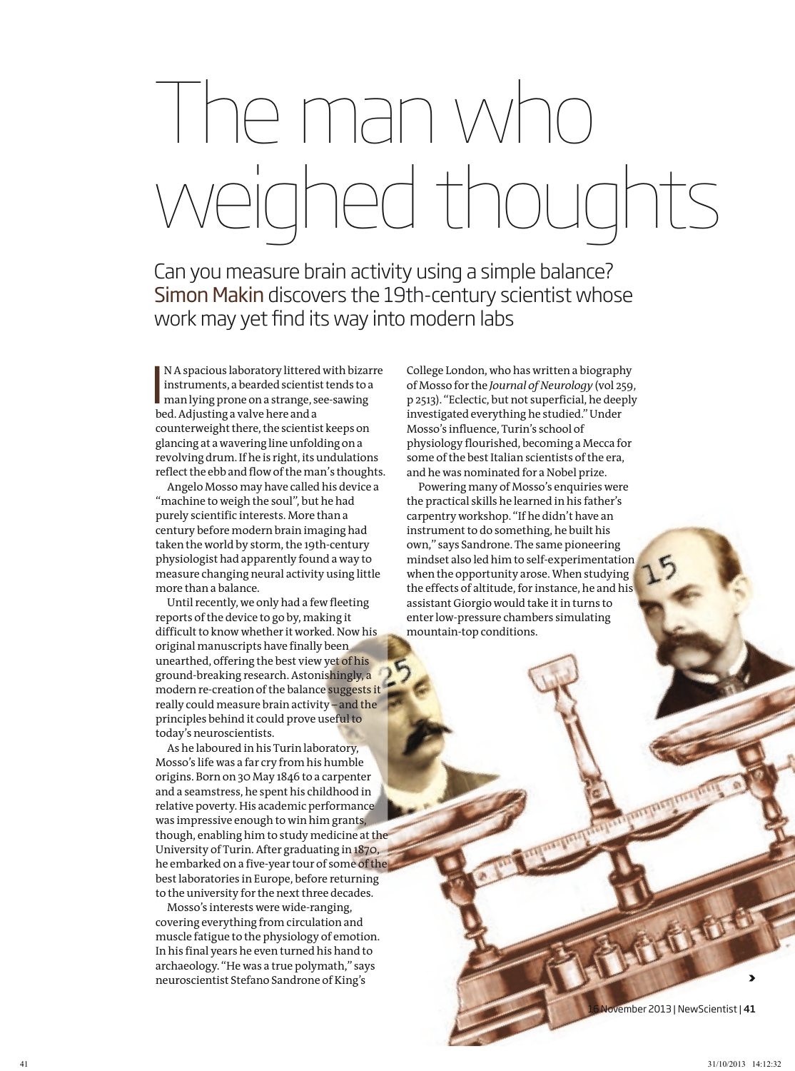# The man who weighed thoughts

Can you measure brain activity using a simple balance? Simon Makin discovers the 19th-century scientist whose work may yet find its way into modern labs

IN A spacious laboratory littered with bizarre instruments, a bearded scientist tends to a man lying prone on a strange, see-sawing bed. Adjusting a valve here and a counterweight there, the scientist keeps on glancing at a wavering line unfolding on a revolving drum. If he is right, its undulations reflect the ebb and flow of the man's thoughts.

Angelo Mosso may have called his device a "machine to weigh the soul", but he had purely scientific interests. More than a century before modern brain imaging had taken the world by storm, the 19th-century physiologist had apparently found a way to measure changing neural activity using little more than a balance.

Until recently, we only had a few fleeting reports of the device to go by, making it difficult to know whether it worked. Now his original manuscripts have finally been unearthed, offering the best view yet of his ground-breaking research. Astonishingly, a modern re-creation of the balance suggests it really could measure brain activity – and the principles behind it could prove useful to today's neuroscientists.

As he laboured in his Turin laboratory, Mosso's life was a far cry from his humble origins. Born on 30 May 1846 to a carpenter and a seamstress, he spent his childhood in relative poverty. His academic performance was impressive enough to win him grants, though, enabling him to study medicine at the University of Turin. After graduating in 1870, he embarked on a five-year tour of some of the best laboratories in Europe, before returning to the university for the next three decades.

Mosso's interests were wide-ranging, covering everything from circulation and muscle fatigue to the physiology of emotion. In his final years he even turned his hand to archaeology. "He was a true polymath," says neuroscientist Stefano Sandrone of King's College London, who has written a biography of Mosso for the *Journal of Neurology* (vol 259, p 2513). "Eclectic, but not superficial, he deeply investigated everything he studied." Under Mosso's influence, Turin's school of physiology flourished, becoming a Mecca for some of the best Italian scientists of the era, and he was nominated for a Nobel prize.

Powering many of Mosso's enquiries were the practical skills he learned in his father's carpentry workshop. "If he didn't have an instrument to do something, he built his own," says Sandrone. The same pioneering mindset also led him to self-experimentation when the opportunity arose. When studying the effects of altitude, for instance, he and his assistant Giorgio would take it in turns to enter low-pressure chambers simulating mountain-top conditions.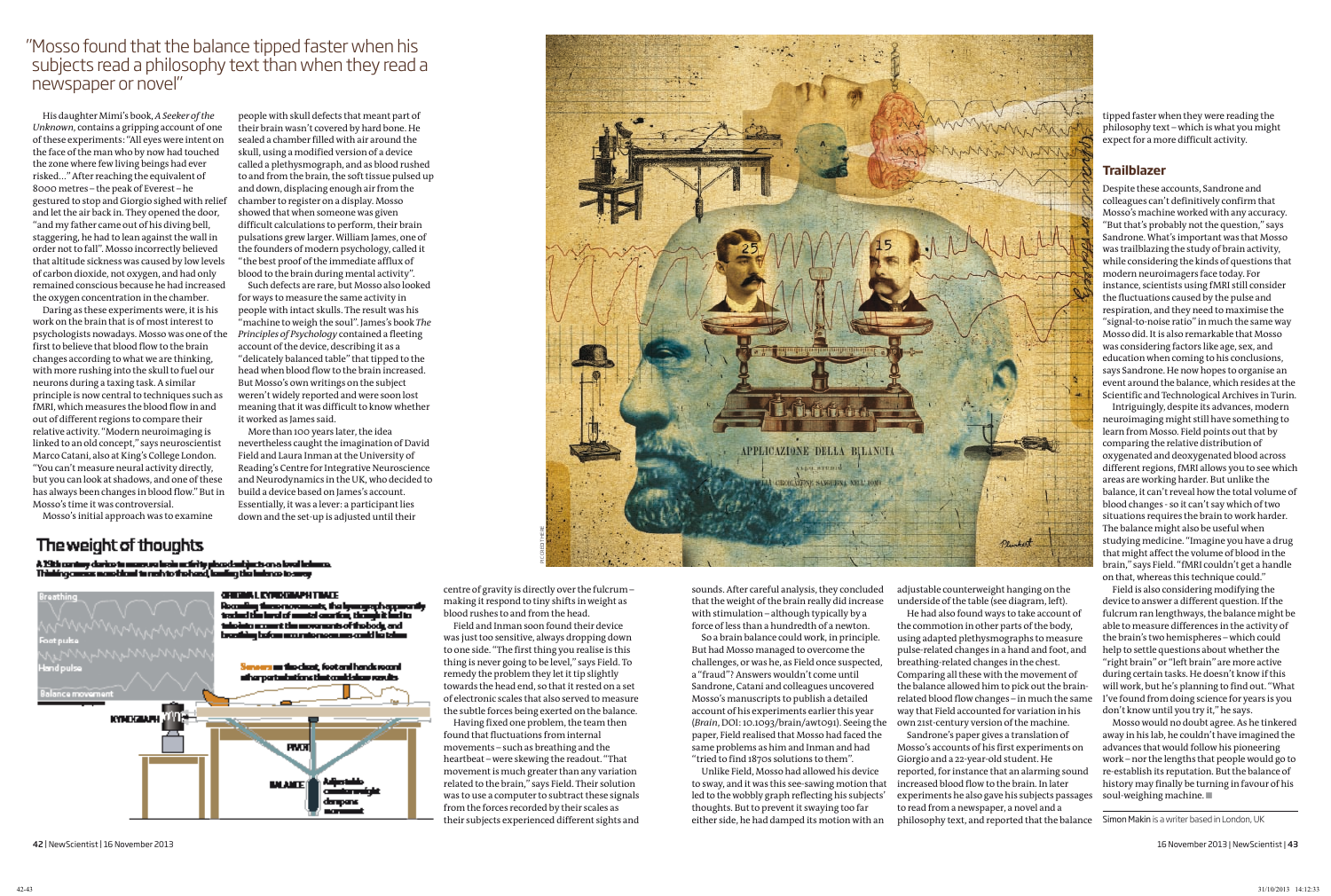> "Mosso found that the balance tipped faster when his subjects read a philosophy text than when they read a newspaper or novel"

His daughter Mimi's book, *A Seeker of the Unknown*, contains a gripping account of one of these experiments: "All eyes were intent on the face of the man who by now had touched the zone where few living beings had ever risked..." After reaching the equivalent of 8000 metres – the peak of Everest – he gestured to stop and Giorgio sighed with relief and let the air back in. They opened the door, "and my father came out of his diving bell, staggering, he had to lean against the wall in order not to fall". Mosso incorrectly believed that altitude sickness was caused by low levels of carbon dioxide, not oxygen, and had only remained conscious because he had increased the oxygen concentration in the chamber.

Daring as these experiments were, it is his work on the brain that is of most interest to psychologists nowadays. Mosso was one of the first to believe that blood flow to the brain changes according to what we are thinking, with more rushing into the skull to fuel our neurons during a taxing task. A similar principle is now central to techniques such as fMRI, which measures the blood flow in and out of different regions to compare their relative activity. "Modern neuroimaging is linked to an old concept," says neuroscientist Marco Catani, also at King's College London. "You can't measure neural activity directly, but you can look at shadows, and one of these has always been changes in blood flow." But in Mosso's time it was controversial.

Mosso's initial approach was to examine people with skull defects that meant part of their brain wasn't covered by hard bone. He sealed a chamber filled with air around the skull, using a modified version of a device called a plethysmograph, and as blood rushed to and from the brain, the soft tissue pulsed up and down, displacing enough air from the chamber to register on a display. Mosso showed that when someone was given difficult calculations to perform, their brain pulsations grew larger. William James, one of the founders of modern psychology, called it "the best proof of the immediate afflux of blood to the brain during mental activity".

Such defects are rare, but Mosso also looked for ways to measure the same activity in people with intact skulls. The result was his "machine to weigh the soul". James's book *The Principles of Psychology* contained a fleeting account of the device, describing it as a "delicately balanced table" that tipped to the head when blood flow to the brain increased. But Mosso's own writings on the subject weren't widely reported and were soon lost meaning that it was difficult to know whether it worked as James said.

More than 100 years later, the idea nevertheless caught the imagination of David Field and Laura Inman at the University of Reading's Centre for Integrative Neuroscience and Neurodynamics in the UK, who decided to build a device based on James's account. Essentially, it was a lever: a participant lies down and the set-up is adjusted until their centre of gravity is directly over the fulcrum – making it respond to tiny shifts in weight as blood rushes to and from the head.

Field and Inman soon found their device was just too sensitive, always dropping down to one side. "The first thing you realise is this thing is never going to be level," says Field. To remedy the problem they let it tip slightly towards the head end, so that it rested on a set of electronic scales that also served to measure the subtle forces being exerted on the balance.

Having fixed one problem, the team then found that fluctuations from internal movements – such as breathing and the heartbeat – were skewing the readout. "That movement is much greater than any variation related to the brain," says Field. Their solution was to use a computer to subtract these signals from the forces recorded by their scales as their subjects experienced different sights and sounds. After careful analysis, they concluded that the weight of the brain really did increase with stimulation – although typically by a force of less than a hundredth of a newton.

So a brain balance could work, in principle. But had Mosso managed to overcome the challenges, or was he, as Field once suspected, a "fraud"? Answers wouldn't come until Sandrone, Catani and colleagues uncovered Mosso's manuscripts to publish a detailed account of his experiments earlier this year (*Brain*, DOI: 10.1093/brain/awt091). Seeing the paper, Field realised that Mosso had faced the same problems as him and Inman and had "tried to find 1870s solutions to them".

Unlike Field, Mosso had allowed his device to sway, and it was this see-sawing motion that led to the wobbly graph reflecting his subjects' thoughts. But to prevent it swaying too far either side, he had damped its motion with an adjustable counterweight hanging on the underside of the table (see diagram, left).

He had also found ways to take account of the commotion in other parts of the body, using adapted plethysmographs to measure pulse-related changes in a hand and foot, and breathing-related changes in the chest. Comparing all these with the movement of the balance allowed him to pick out the brain-related blood flow changes – in much the same way that Field accounted for variation in his own 21st-century version of the machine.

Sandrone's paper gives a translation of Mosso's accounts of his first experiments on Giorgio and a 22-year-old student. He reported, for instance that an alarming sound increased blood flow to the brain. In later experiments he also gave his subjects passages to read from a newspaper, a novel and a philosophy text, and reported that the balance tipped faster when they were reading the philosophy text – which is what you might expect for a more difficult activity.

## Trailblazer

Despite these accounts, Sandrone and colleagues can't definitively confirm that Mosso's machine worked with any accuracy. "But that's probably not the question," says Sandrone. What's important was that Mosso was trailblazing the study of brain activity, while considering the kinds of questions that modern neuroimagers face today. For instance, scientists using fMRI still consider the fluctuations caused by the pulse and respiration, and they need to maximise the "signal-to-noise ratio" in much the same way Mosso did. It is also remarkable that Mosso was considering factors like age, sex, and education when coming to his conclusions, says Sandrone. He now hopes to organise an event around the balance, which resides at the Scientific and Technological Archives in Turin.

Intriguingly, despite its advances, modern neuroimaging might still have something to learn from Mosso. Field points out that by comparing the relative distribution of oxygenated and deoxygenated blood across different regions, fMRI allows you to see which areas are working harder. But unlike the balance, it can't reveal how the total volume of blood changes - so it can't say which of two situations requires the brain to work harder. The balance might also be useful when studying medicine. "Imagine you have a drug that might affect the volume of blood in the brain," says Field. "fMRI couldn't get a handle on that, whereas this technique could."

Field is also considering modifying the device to answer a different question. If the fulcrum ran lengthways, the balance might be able to measure differences in the activity of the brain's two hemispheres – which could help to settle questions about whether the "right brain" or "left brain" are more active during certain tasks. He doesn't know if this will work, but he's planning to find out. "What I've found from doing science for years is you don't know until you try it," he says.

Mosso would no doubt agree. As he tinkered away in his lab, he couldn't have imagined the advances that would follow his pioneering work – nor the lengths that people would go to re-establish its reputation. But the balance of history may finally be turning in favour of his soul-weighing machine. ■

Simon Makin is a writer based in London, UK

## The weight of thoughts

A 19th century device to measure brain activity placed subjects on a level balance. Thinking causes more blood to rush to the head, tilting the balance to sway

Breathing

Foot pulse

Hand pulse

Balance movement

ORIGINAL KYMOGRAPH TRACE

Recording these movements, the kymograph apparently tracked the level of mental exertion, though it had to take into account the movements of the body, and breathing before accurate measures could be taken

Sensors on the chest, foot and hands record other perturbations that could skew results

KYMOGRAPH

PIVOT

BALANCE

Adjustable counterweight dampens movement

APPLICAZIONE DELLA BILANCIA

ALLO STUDIO

DELLA CIRCOLAZIONE SANGUIGNA NELL'UOMO

PICTURED HERE